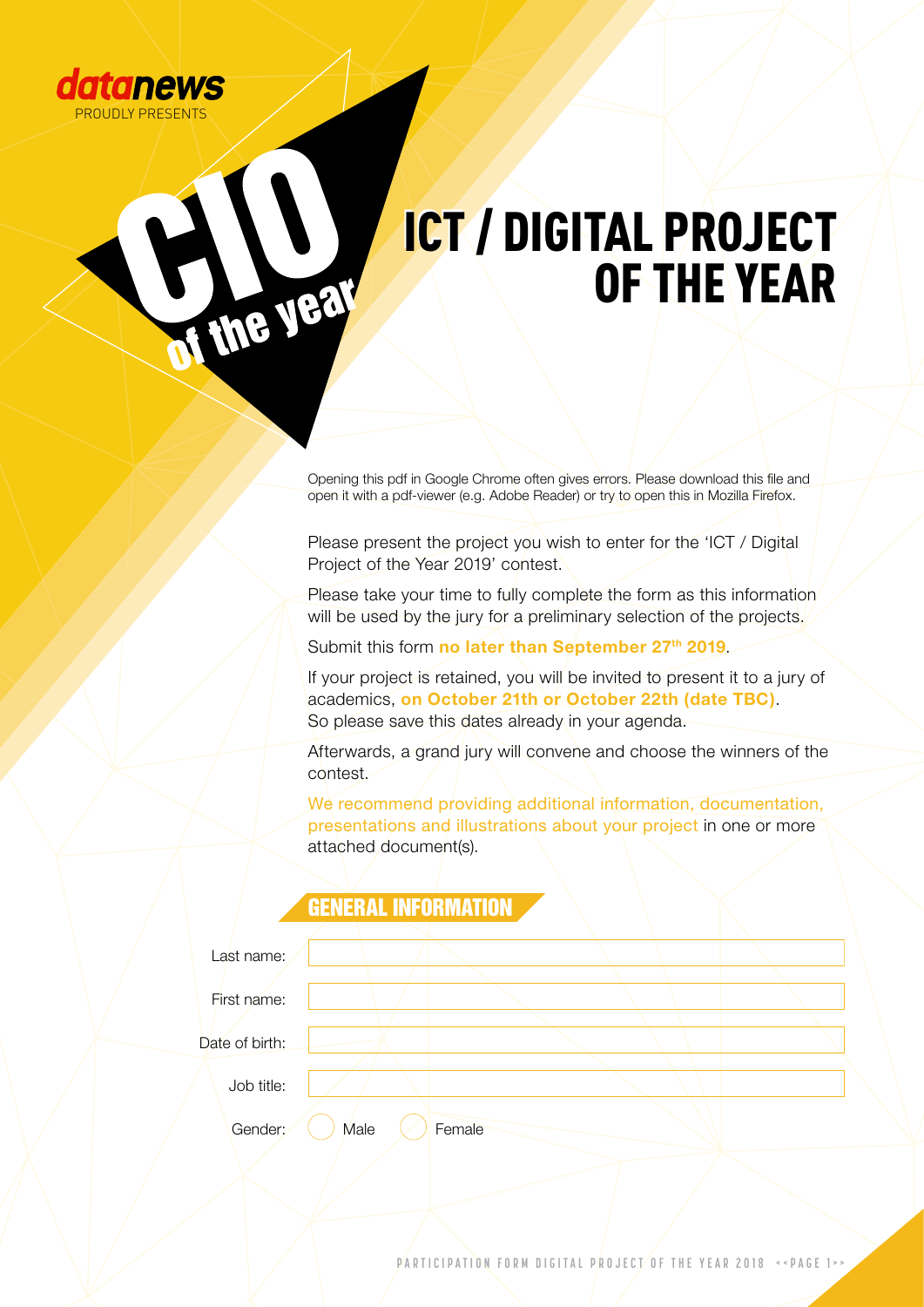datanews PROUDLY PRESENTS

CIO of the year

# ICT / DIGITAL PROJECT OF THE YEAR

Opening this pdf in Google Chrome often gives errors. Please download this file and open it with a pdf-viewer (e.g. Adobe Reader) or try to open this in Mozilla Firefox.

Please present the project you wish to enter for the 'ICT / Digital Project of the Year 2019' contest.

Please take your time to fully complete the form as this information will be used by the jury for a preliminary selection of the projects.

Submit this form **no later than September 27th 2019**.

If your project is retained, you will be invited to present it to a jury of academics, **on October 21th or October 22th (date TBC)**. So please save this dates already in your agenda.

Afterwards, a grand jury will convene and choose the winners of the contest.

We recommend providing additional information, documentation, presentations and illustrations about your project in one or more attached document(s).

## GENERAL INFORMATION

Last name:

First name:

Date of birth:

Job title:

Gender: ○ Male ○ Female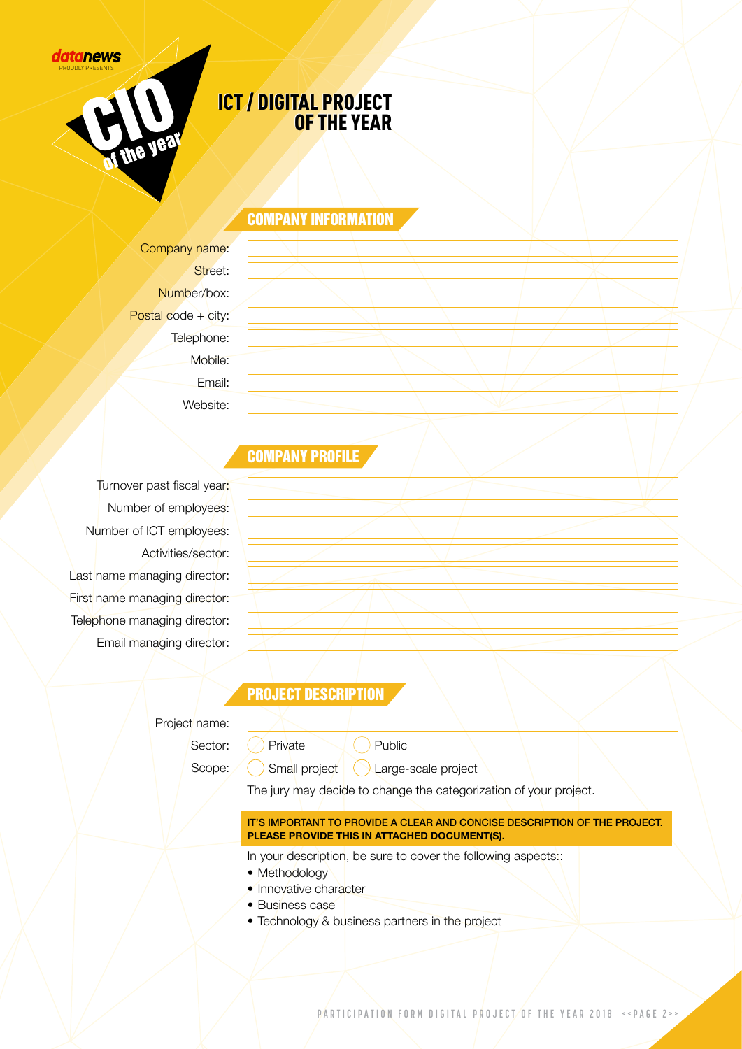datanews PROUDLY PRESENTS

CIO of the year

# ICT / DIGITAL PROJECT OF THE YEAR

## COMPANY INFORMATION

Company name:

Street:

Number/box:

Postal code + city:

Telephone:

Mobile:

Email:

Website:

## COMPANY PROFILE

Turnover past fiscal year:

Number of employees:

Number of ICT employees:

Activities/sector:

Last name managing director:

First name managing director:

Telephone managing director:

Email managing director:

## PROJECT DESCRIPTION

Project name:

Sector: ◯ Private ◯ Public

Scope: ◯ Small project ◯ Large-scale project

The jury may decide to change the categorization of your project.

**IT'S IMPORTANT TO PROVIDE A CLEAR AND CONCISE DESCRIPTION OF THE PROJECT. PLEASE PROVIDE THIS IN ATTACHED DOCUMENT(S).**

In your description, be sure to cover the following aspects::

- Methodology
- Innovative character
- Business case
- Technology & business partners in the project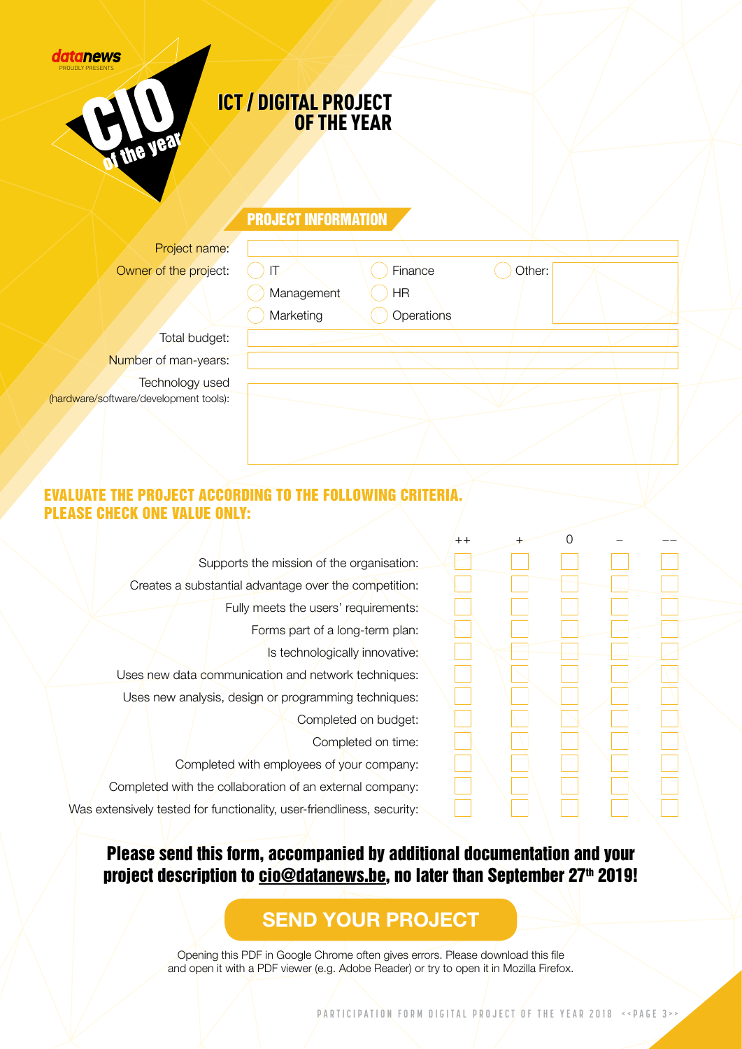datanews PROUDLY PRESENTS

CIO of the year

# ICT / DIGITAL PROJECT OF THE YEAR

## PROJECT INFORMATION

Project name:

Owner of the project:
- IT
- Finance
- Other:
- Management
- HR
- Marketing
- Operations

Total budget:

Number of man-years:

Technology used (hardware/software/development tools):

## EVALUATE THE PROJECT ACCORDING TO THE FOLLOWING CRITERIA. PLEASE CHECK ONE VALUE ONLY:

| | ++ | + | 0 | – | –– |
|---|---|---|---|---|---|
| Supports the mission of the organisation: | | | | | |
| Creates a substantial advantage over the competition: | | | | | |
| Fully meets the users' requirements: | | | | | |
| Forms part of a long-term plan: | | | | | |
| Is technologically innovative: | | | | | |
| Uses new data communication and network techniques: | | | | | |
| Uses new analysis, design or programming techniques: | | | | | |
| Completed on budget: | | | | | |
| Completed on time: | | | | | |
| Completed with employees of your company: | | | | | |
| Completed with the collaboration of an external company: | | | | | |
| Was extensively tested for functionality, user-friendliness, security: | | | | | |

**Please send this form, accompanied by additional documentation and your project description to cio@datanews.be, no later than September 27th 2019!**

**SEND YOUR PROJECT**

Opening this PDF in Google Chrome often gives errors. Please download this file and open it with a PDF viewer (e.g. Adobe Reader) or try to open it in Mozilla Firefox.